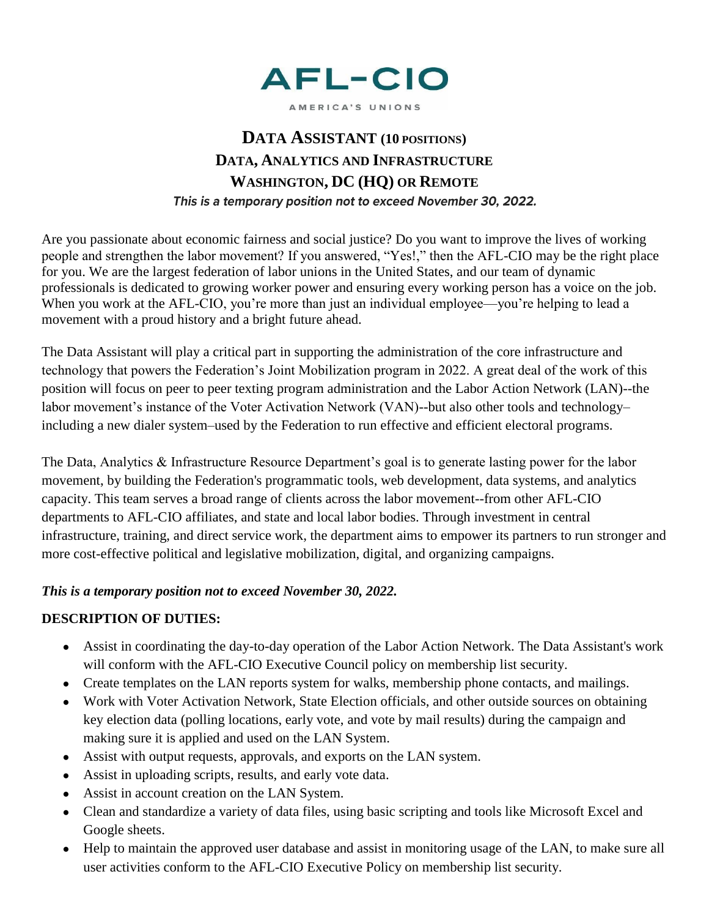AFL-CIO

AMERICA'S UNIONS

# DATA ASSISTANT (10 POSITIONS)
## DATA, ANALYTICS AND INFRASTRUCTURE
## WASHINGTON, DC (HQ) OR REMOTE

***This is a temporary position not to exceed November 30, 2022.***

Are you passionate about economic fairness and social justice? Do you want to improve the lives of working people and strengthen the labor movement? If you answered, "Yes!," then the AFL-CIO may be the right place for you. We are the largest federation of labor unions in the United States, and our team of dynamic professionals is dedicated to growing worker power and ensuring every working person has a voice on the job. When you work at the AFL-CIO, you're more than just an individual employee—you're helping to lead a movement with a proud history and a bright future ahead.

The Data Assistant will play a critical part in supporting the administration of the core infrastructure and technology that powers the Federation's Joint Mobilization program in 2022. A great deal of the work of this position will focus on peer to peer texting program administration and the Labor Action Network (LAN)--the labor movement's instance of the Voter Activation Network (VAN)--but also other tools and technology–including a new dialer system–used by the Federation to run effective and efficient electoral programs.

The Data, Analytics & Infrastructure Resource Department's goal is to generate lasting power for the labor movement, by building the Federation's programmatic tools, web development, data systems, and analytics capacity. This team serves a broad range of clients across the labor movement--from other AFL-CIO departments to AFL-CIO affiliates, and state and local labor bodies. Through investment in central infrastructure, training, and direct service work, the department aims to empower its partners to run stronger and more cost-effective political and legislative mobilization, digital, and organizing campaigns.

***This is a temporary position not to exceed November 30, 2022.***

**DESCRIPTION OF DUTIES:**

- Assist in coordinating the day-to-day operation of the Labor Action Network. The Data Assistant's work will conform with the AFL-CIO Executive Council policy on membership list security.
- Create templates on the LAN reports system for walks, membership phone contacts, and mailings.
- Work with Voter Activation Network, State Election officials, and other outside sources on obtaining key election data (polling locations, early vote, and vote by mail results) during the campaign and making sure it is applied and used on the LAN System.
- Assist with output requests, approvals, and exports on the LAN system.
- Assist in uploading scripts, results, and early vote data.
- Assist in account creation on the LAN System.
- Clean and standardize a variety of data files, using basic scripting and tools like Microsoft Excel and Google sheets.
- Help to maintain the approved user database and assist in monitoring usage of the LAN, to make sure all user activities conform to the AFL-CIO Executive Policy on membership list security.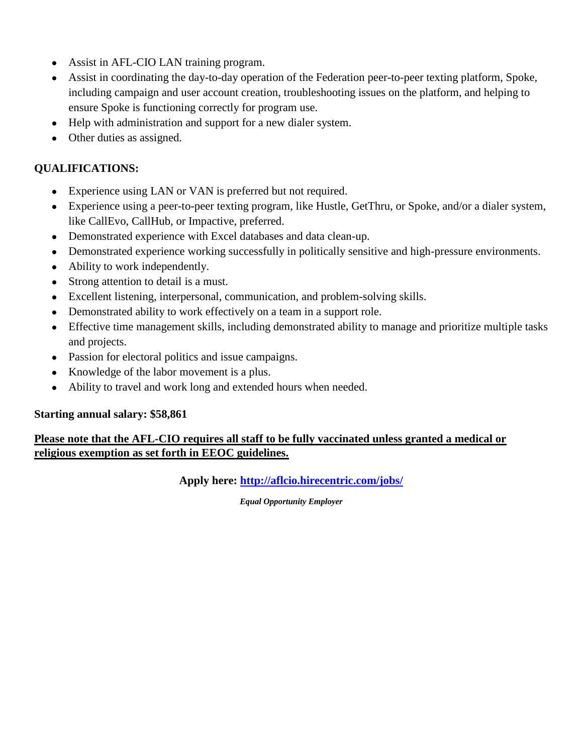- Assist in AFL-CIO LAN training program.
- Assist in coordinating the day-to-day operation of the Federation peer-to-peer texting platform, Spoke, including campaign and user account creation, troubleshooting issues on the platform, and helping to ensure Spoke is functioning correctly for program use.
- Help with administration and support for a new dialer system.
- Other duties as assigned.

**QUALIFICATIONS:**

- Experience using LAN or VAN is preferred but not required.
- Experience using a peer-to-peer texting program, like Hustle, GetThru, or Spoke, and/or a dialer system, like CallEvo, CallHub, or Impactive, preferred.
- Demonstrated experience with Excel databases and data clean-up.
- Demonstrated experience working successfully in politically sensitive and high-pressure environments.
- Ability to work independently.
- Strong attention to detail is a must.
- Excellent listening, interpersonal, communication, and problem-solving skills.
- Demonstrated ability to work effectively on a team in a support role.
- Effective time management skills, including demonstrated ability to manage and prioritize multiple tasks and projects.
- Passion for electoral politics and issue campaigns.
- Knowledge of the labor movement is a plus.
- Ability to travel and work long and extended hours when needed.

**Starting annual salary: $58,861**

<u>**Please note that the AFL-CIO requires all staff to be fully vaccinated unless granted a medical or religious exemption as set forth in EEOC guidelines.**</u>

**Apply here: [http://aflcio.hirecentric.com/jobs/](http://aflcio.hirecentric.com/jobs/)**

***Equal Opportunity Employer***